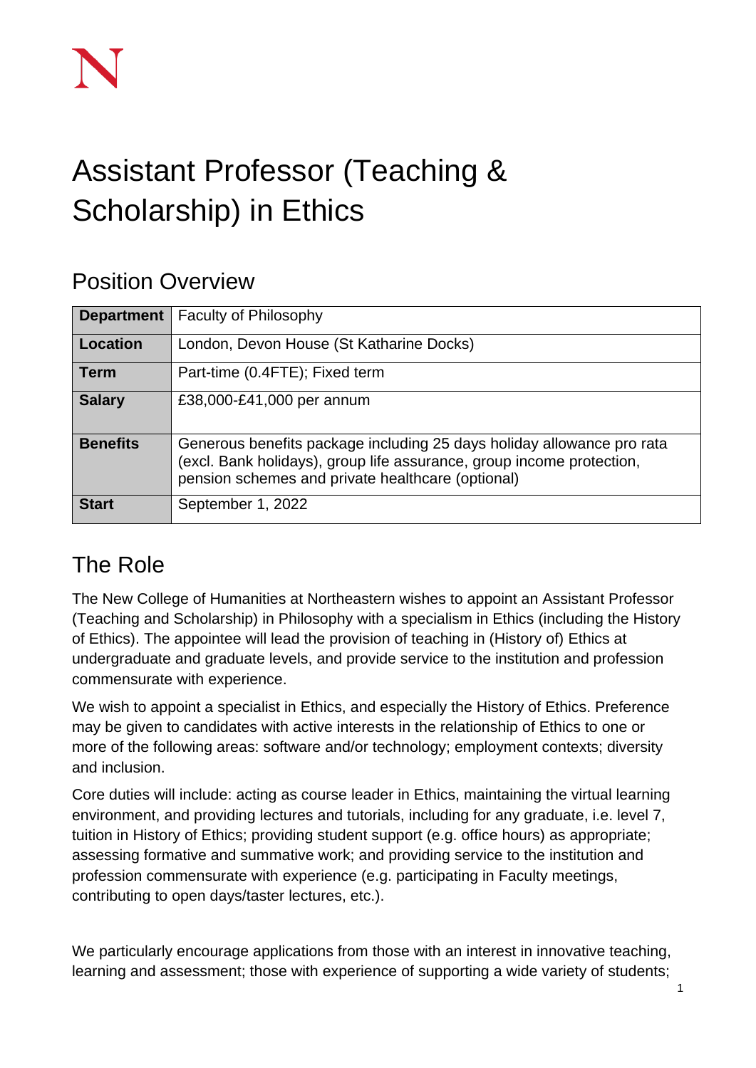# Assistant Professor (Teaching & Scholarship) in Ethics

## Position Overview

| **Department** | Faculty of Philosophy |
|---|---|
| **Location** | London, Devon House (St Katharine Docks) |
| **Term** | Part-time (0.4FTE); Fixed term |
| **Salary** | £38,000-£41,000 per annum |
| **Benefits** | Generous benefits package including 25 days holiday allowance pro rata (excl. Bank holidays), group life assurance, group income protection, pension schemes and private healthcare (optional) |
| **Start** | September 1, 2022 |

## The Role

The New College of Humanities at Northeastern wishes to appoint an Assistant Professor (Teaching and Scholarship) in Philosophy with a specialism in Ethics (including the History of Ethics). The appointee will lead the provision of teaching in (History of) Ethics at undergraduate and graduate levels, and provide service to the institution and profession commensurate with experience.

We wish to appoint a specialist in Ethics, and especially the History of Ethics. Preference may be given to candidates with active interests in the relationship of Ethics to one or more of the following areas: software and/or technology; employment contexts; diversity and inclusion.

Core duties will include: acting as course leader in Ethics, maintaining the virtual learning environment, and providing lectures and tutorials, including for any graduate, i.e. level 7, tuition in History of Ethics; providing student support (e.g. office hours) as appropriate; assessing formative and summative work; and providing service to the institution and profession commensurate with experience (e.g. participating in Faculty meetings, contributing to open days/taster lectures, etc.).

We particularly encourage applications from those with an interest in innovative teaching, learning and assessment; those with experience of supporting a wide variety of students;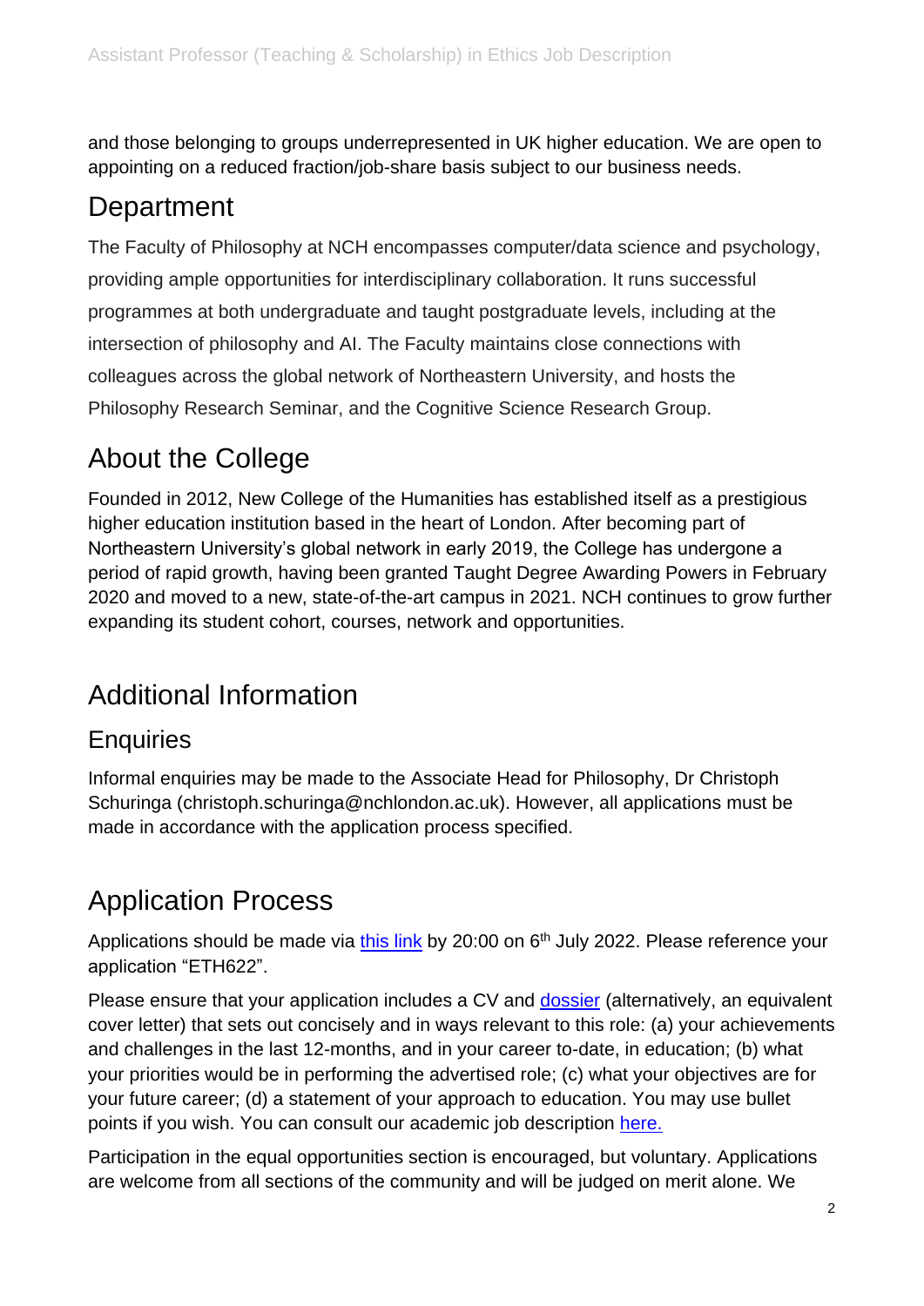and those belonging to groups underrepresented in UK higher education. We are open to appointing on a reduced fraction/job-share basis subject to our business needs.

## Department

The Faculty of Philosophy at NCH encompasses computer/data science and psychology, providing ample opportunities for interdisciplinary collaboration. It runs successful programmes at both undergraduate and taught postgraduate levels, including at the intersection of philosophy and AI. The Faculty maintains close connections with colleagues across the global network of Northeastern University, and hosts the Philosophy Research Seminar, and the Cognitive Science Research Group.

## About the College

Founded in 2012, New College of the Humanities has established itself as a prestigious higher education institution based in the heart of London. After becoming part of Northeastern University's global network in early 2019, the College has undergone a period of rapid growth, having been granted Taught Degree Awarding Powers in February 2020 and moved to a new, state-of-the-art campus in 2021. NCH continues to grow further expanding its student cohort, courses, network and opportunities.

## Additional Information

### Enquiries

Informal enquiries may be made to the Associate Head for Philosophy, Dr Christoph Schuringa (christoph.schuringa@nchlondon.ac.uk). However, all applications must be made in accordance with the application process specified.

## Application Process

Applications should be made via this link by 20:00 on 6th July 2022. Please reference your application "ETH622".

Please ensure that your application includes a CV and dossier (alternatively, an equivalent cover letter) that sets out concisely and in ways relevant to this role: (a) your achievements and challenges in the last 12-months, and in your career to-date, in education; (b) what your priorities would be in performing the advertised role; (c) what your objectives are for your future career; (d) a statement of your approach to education. You may use bullet points if you wish. You can consult our academic job description here.

Participation in the equal opportunities section is encouraged, but voluntary. Applications are welcome from all sections of the community and will be judged on merit alone. We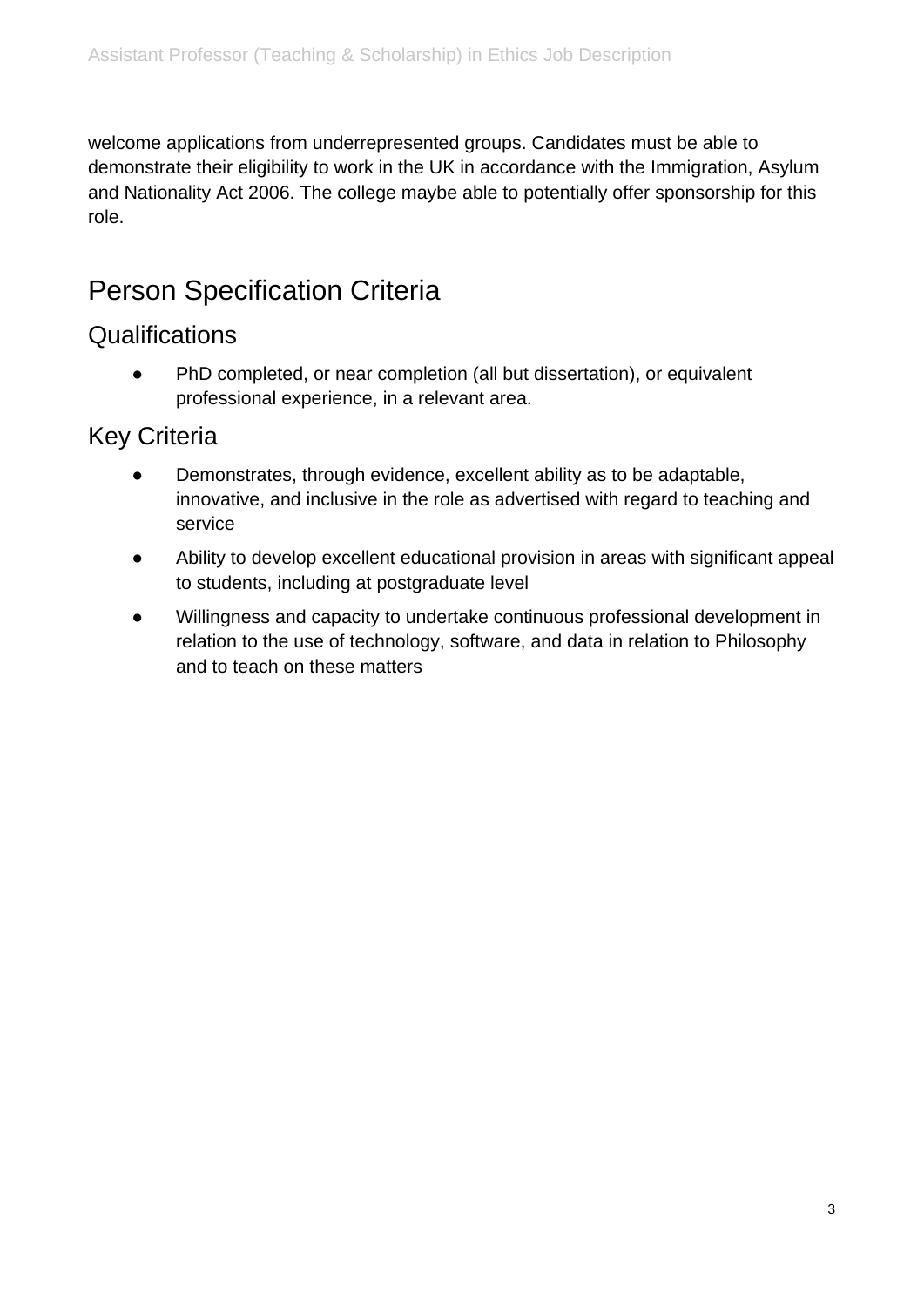welcome applications from underrepresented groups. Candidates must be able to demonstrate their eligibility to work in the UK in accordance with the Immigration, Asylum and Nationality Act 2006. The college maybe able to potentially offer sponsorship for this role.

# Person Specification Criteria

## Qualifications

- PhD completed, or near completion (all but dissertation), or equivalent professional experience, in a relevant area.

## Key Criteria

- Demonstrates, through evidence, excellent ability as to be adaptable, innovative, and inclusive in the role as advertised with regard to teaching and service
- Ability to develop excellent educational provision in areas with significant appeal to students, including at postgraduate level
- Willingness and capacity to undertake continuous professional development in relation to the use of technology, software, and data in relation to Philosophy and to teach on these matters